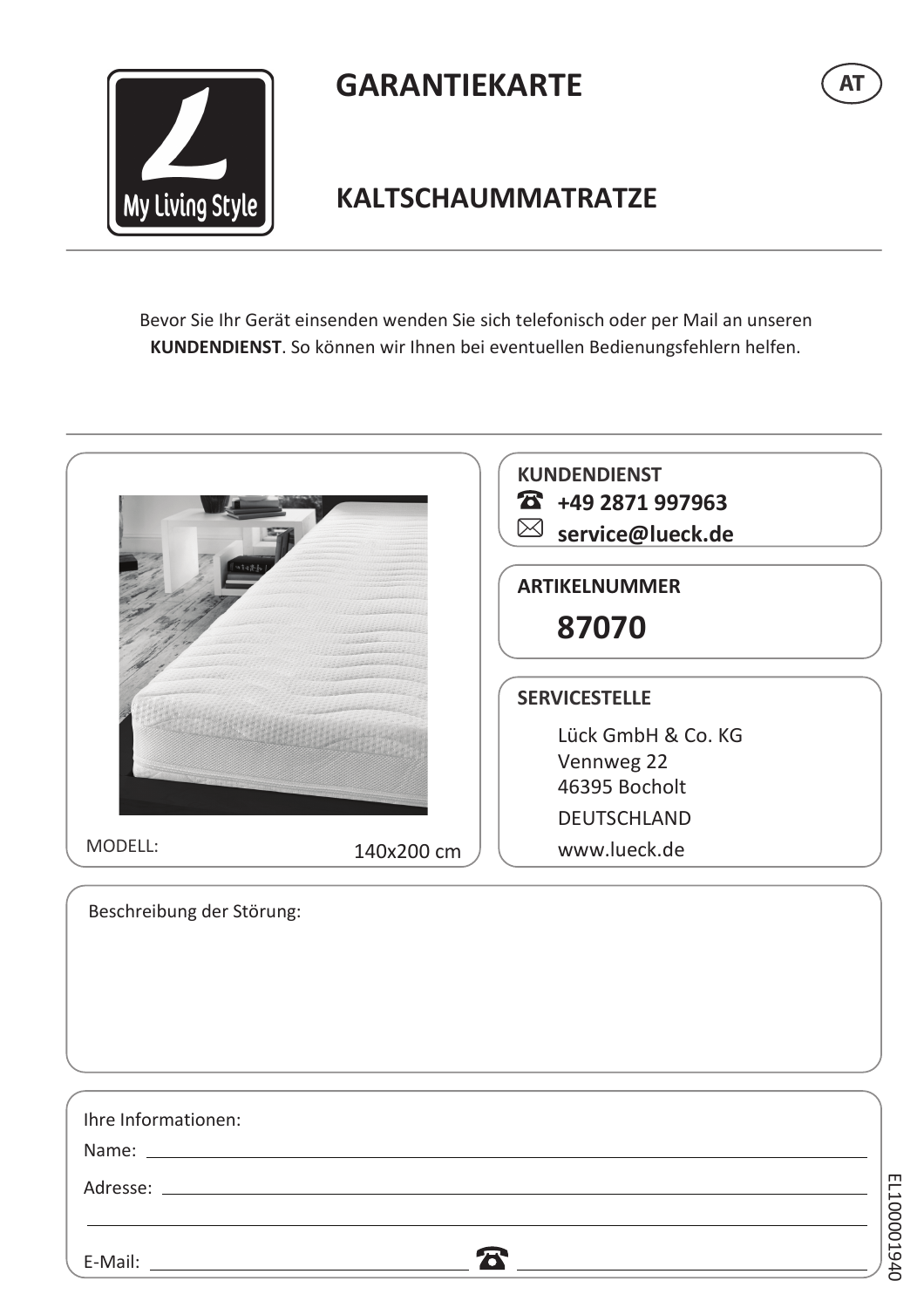My Living Style

# GARANTIEKARTE

AT

## KALTSCHAUMMATRATZE

Bevor Sie Ihr Gerät einsenden wenden Sie sich telefonisch oder per Mail an unseren **KUNDENDIENST**. So können wir Ihnen bei eventuellen Bedienungsfehlern helfen.

MODELL: 140x200 cm

**KUNDENDIENST**

☎ **+49 2871 997963**

✉ **service@lueck.de**

**ARTIKELNUMMER**

**87070**

**SERVICESTELLE**

Lück GmbH & Co. KG
Vennweg 22
46395 Bocholt
DEUTSCHLAND
www.lueck.de

Beschreibung der Störung:

Ihre Informationen:

Name: ____________________

Adresse: ____________________

____________________

E-Mail: ____________________ ☎ ____________________

EL10000194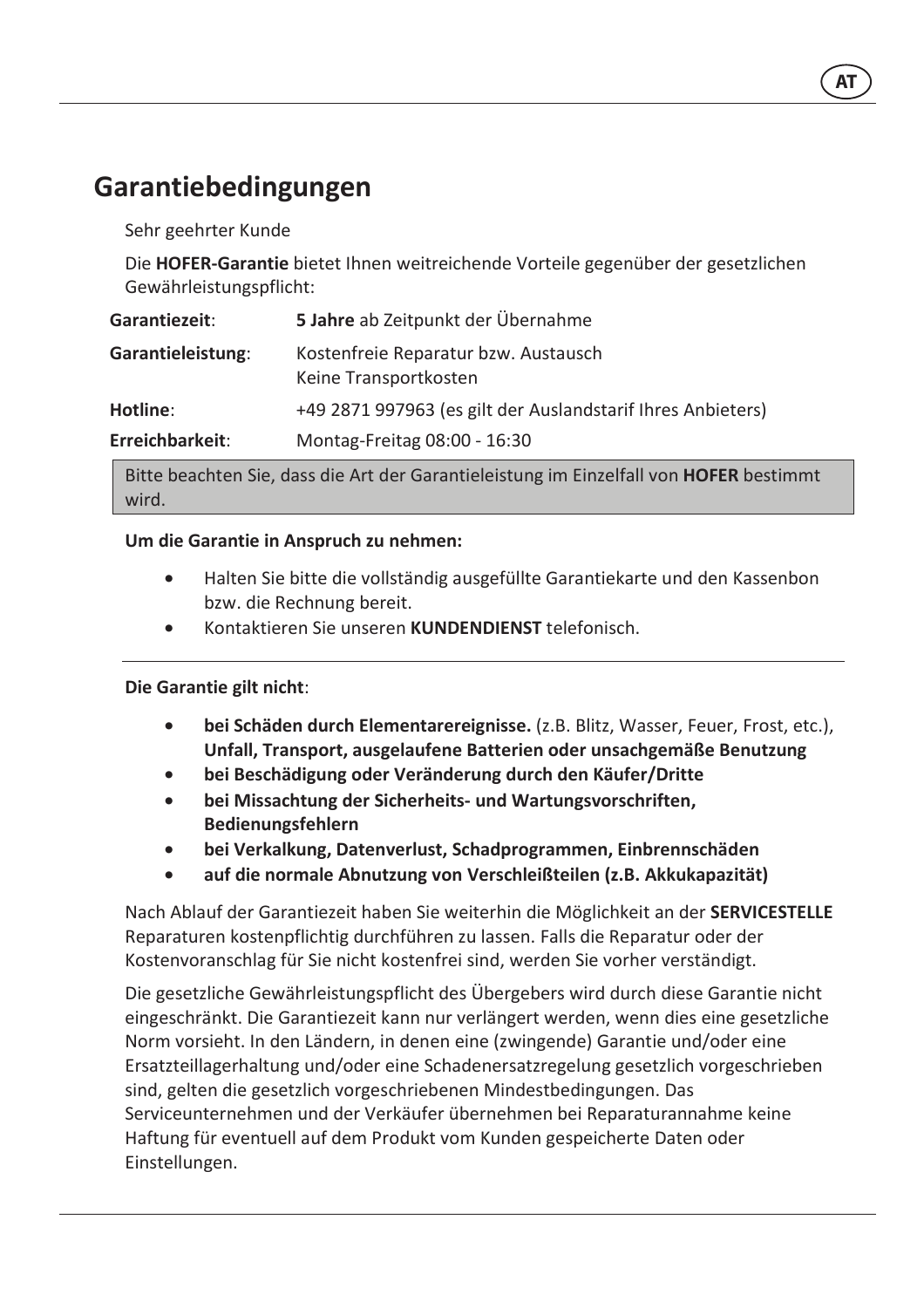# Garantiebedingungen

Sehr geehrter Kunde

Die **HOFER-Garantie** bietet Ihnen weitreichende Vorteile gegenüber der gesetzlichen Gewährleistungspflicht:

| | |
|---|---|
| **Garantiezeit**: | **5 Jahre** ab Zeitpunkt der Übernahme |
| **Garantieleistung**: | Kostenfreie Reparatur bzw. Austausch<br>Keine Transportkosten |
| **Hotline**: | +49 2871 997963 (es gilt der Auslandstarif Ihres Anbieters) |
| **Erreichbarkeit**: | Montag-Freitag 08:00 - 16:30 |

Bitte beachten Sie, dass die Art der Garantieleistung im Einzelfall von **HOFER** bestimmt wird.

**Um die Garantie in Anspruch zu nehmen:**

- Halten Sie bitte die vollständig ausgefüllte Garantiekarte und den Kassenbon bzw. die Rechnung bereit.
- Kontaktieren Sie unseren **KUNDENDIENST** telefonisch.

---

**Die Garantie gilt nicht**:

- **bei Schäden durch Elementarereignisse.** (z.B. Blitz, Wasser, Feuer, Frost, etc.), **Unfall, Transport, ausgelaufene Batterien oder unsachgemäße Benutzung**
- **bei Beschädigung oder Veränderung durch den Käufer/Dritte**
- **bei Missachtung der Sicherheits- und Wartungsvorschriften, Bedienungsfehlern**
- **bei Verkalkung, Datenverlust, Schadprogrammen, Einbrennschäden**
- **auf die normale Abnutzung von Verschleißteilen (z.B. Akkukapazität)**

Nach Ablauf der Garantiezeit haben Sie weiterhin die Möglichkeit an der **SERVICESTELLE** Reparaturen kostenpflichtig durchführen zu lassen. Falls die Reparatur oder der Kostenvoranschlag für Sie nicht kostenfrei sind, werden Sie vorher verständigt.

Die gesetzliche Gewährleistungspflicht des Übergebers wird durch diese Garantie nicht eingeschränkt. Die Garantiezeit kann nur verlängert werden, wenn dies eine gesetzliche Norm vorsieht. In den Ländern, in denen eine (zwingende) Garantie und/oder eine Ersatzteillagerhaltung und/oder eine Schadenersatzregelung gesetzlich vorgeschrieben sind, gelten die gesetzlich vorgeschriebenen Mindestbedingungen. Das Serviceunternehmen und der Verkäufer übernehmen bei Reparaturannahme keine Haftung für eventuell auf dem Produkt vom Kunden gespeicherte Daten oder Einstellungen.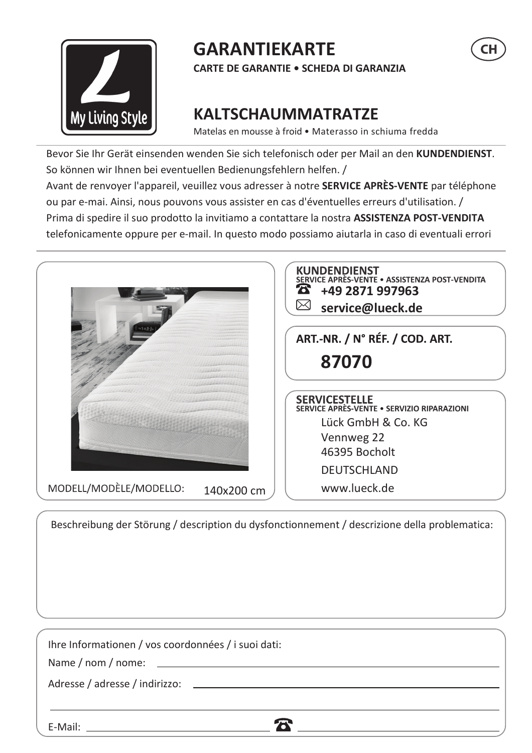# GARANTIEKARTE

**CARTE DE GARANTIE • SCHEDA DI GARANZIA**

CH

## KALTSCHAUMMATRATZE

Matelas en mousse à froid • Materasso in schiuma fredda

Bevor Sie Ihr Gerät einsenden wenden Sie sich telefonisch oder per Mail an den **KUNDENDIENST**. So können wir Ihnen bei eventuellen Bedienungsfehlern helfen. /
Avant de renvoyer l'appareil, veuillez vous adresser à notre **SERVICE APRÈS-VENTE** par téléphone ou par e-mai. Ainsi, nous pouvons vous assister en cas d'éventuelles erreurs d'utilisation. /
Prima di spedire il suo prodotto la invitiamo a contattare la nostra **ASSISTENZA POST-VENDITA** telefonicamente oppure per e-mail. In questo modo possiamo aiutarla in caso di eventuali errori

MODELL/MODÈLE/MODELLO: 140x200 cm

**KUNDENDIENST**
**SERVICE APRÈS-VENTE • ASSISTENZA POST-VENDITA**
**+49 2871 997963**
**service@lueck.de**

**ART.-NR. / N° RÉF. / COD. ART.**

**87070**

**SERVICESTELLE**
**SERVICE APRÈS-VENTE • SERVIZIO RIPARAZIONI**
Lück GmbH & Co. KG
Vennweg 22
46395 Bocholt
DEUTSCHLAND
www.lueck.de

Beschreibung der Störung / description du dysfonctionnement / descrizione della problematica:

Ihre Informationen / vos coordonnées / i suoi dati:

Name / nom / nome: ______________________________

Adresse / adresse / indirizzo: ______________________________

______________________________

E-Mail: ______________________________ ☎ ______________________________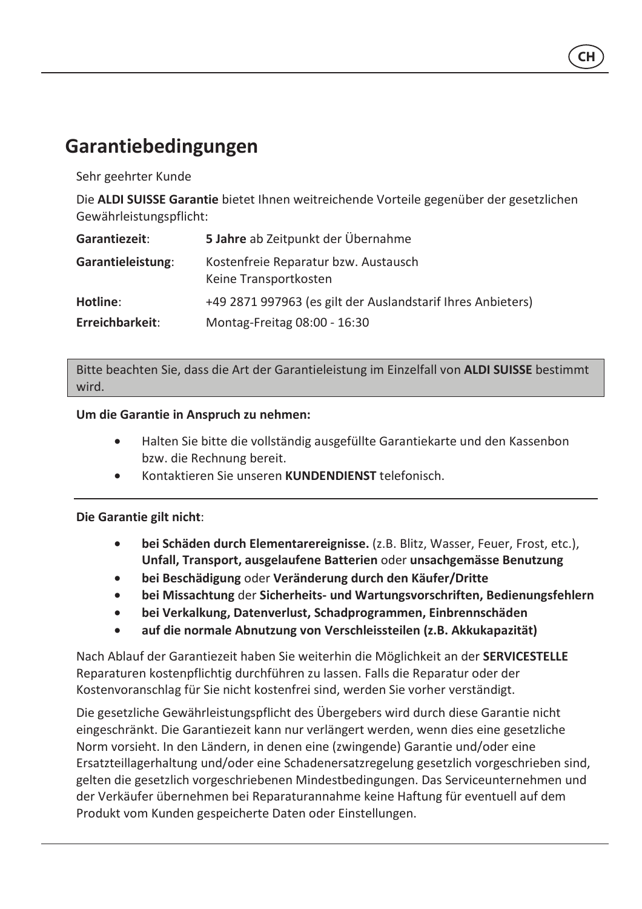# Garantiebedingungen

Sehr geehrter Kunde

Die **ALDI SUISSE Garantie** bietet Ihnen weitreichende Vorteile gegenüber der gesetzlichen Gewährleistungspflicht:

| | |
|---|---|
| **Garantiezeit**: | **5 Jahre** ab Zeitpunkt der Übernahme |
| **Garantieleistung**: | Kostenfreie Reparatur bzw. Austausch<br>Keine Transportkosten |
| **Hotline**: | +49 2871 997963 (es gilt der Auslandstarif Ihres Anbieters) |
| **Erreichbarkeit**: | Montag-Freitag 08:00 - 16:30 |

Bitte beachten Sie, dass die Art der Garantieleistung im Einzelfall von **ALDI SUISSE** bestimmt wird.

**Um die Garantie in Anspruch zu nehmen:**

- Halten Sie bitte die vollständig ausgefüllte Garantiekarte und den Kassenbon bzw. die Rechnung bereit.
- Kontaktieren Sie unseren **KUNDENDIENST** telefonisch.

---

**Die Garantie gilt nicht**:

- **bei Schäden durch Elementarereignisse.** (z.B. Blitz, Wasser, Feuer, Frost, etc.), **Unfall, Transport, ausgelaufene Batterien** oder **unsachgemässe Benutzung**
- **bei Beschädigung** oder **Veränderung durch den Käufer/Dritte**
- **bei Missachtung** der **Sicherheits- und Wartungsvorschriften, Bedienungsfehlern**
- **bei Verkalkung, Datenverlust, Schadprogrammen, Einbrennschäden**
- **auf die normale Abnutzung von Verschleissteilen (z.B. Akkukapazität)**

Nach Ablauf der Garantiezeit haben Sie weiterhin die Möglichkeit an der **SERVICESTELLE** Reparaturen kostenpflichtig durchführen zu lassen. Falls die Reparatur oder der Kostenvoranschlag für Sie nicht kostenfrei sind, werden Sie vorher verständigt.

Die gesetzliche Gewährleistungspflicht des Übergebers wird durch diese Garantie nicht eingeschränkt. Die Garantiezeit kann nur verlängert werden, wenn dies eine gesetzliche Norm vorsieht. In den Ländern, in denen eine (zwingende) Garantie und/oder eine Ersatzteillagerhaltung und/oder eine Schadenersatzregelung gesetzlich vorgeschrieben sind, gelten die gesetzlich vorgeschriebenen Mindestbedingungen. Das Serviceunternehmen und der Verkäufer übernehmen bei Reparaturannahme keine Haftung für eventuell auf dem Produkt vom Kunden gespeicherte Daten oder Einstellungen.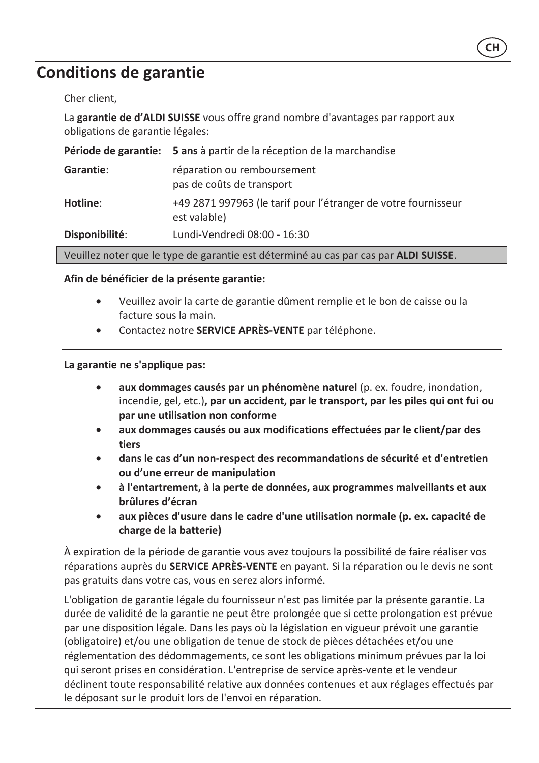# Conditions de garantie

Cher client,

La **garantie de d'ALDI SUISSE** vous offre grand nombre d'avantages par rapport aux obligations de garantie légales:

| | |
|---|---|
| **Période de garantie:** | **5 ans** à partir de la réception de la marchandise |
| **Garantie**: | réparation ou remboursement<br>pas de coûts de transport |
| **Hotline**: | +49 2871 997963 (le tarif pour l'étranger de votre fournisseur est valable) |
| **Disponibilité**: | Lundi-Vendredi 08:00 - 16:30 |

Veuillez noter que le type de garantie est déterminé au cas par cas par **ALDI SUISSE**.

**Afin de bénéficier de la présente garantie:**

- Veuillez avoir la carte de garantie dûment remplie et le bon de caisse ou la facture sous la main.
- Contactez notre **SERVICE APRÈS-VENTE** par téléphone.

---

**La garantie ne s'applique pas:**

- **aux dommages causés par un phénomène naturel** (p. ex. foudre, inondation, incendie, gel, etc.)**, par un accident, par le transport, par les piles qui ont fui ou par une utilisation non conforme**
- **aux dommages causés ou aux modifications effectuées par le client/par des tiers**
- **dans le cas d'un non-respect des recommandations de sécurité et d'entretien ou d'une erreur de manipulation**
- **à l'entartrement, à la perte de données, aux programmes malveillants et aux brûlures d'écran**
- **aux pièces d'usure dans le cadre d'une utilisation normale (p. ex. capacité de charge de la batterie)**

À expiration de la période de garantie vous avez toujours la possibilité de faire réaliser vos réparations auprès du **SERVICE APRÈS-VENTE** en payant. Si la réparation ou le devis ne sont pas gratuits dans votre cas, vous en serez alors informé.

L'obligation de garantie légale du fournisseur n'est pas limitée par la présente garantie. La durée de validité de la garantie ne peut être prolongée que si cette prolongation est prévue par une disposition légale. Dans les pays où la législation en vigueur prévoit une garantie (obligatoire) et/ou une obligation de tenue de stock de pièces détachées et/ou une réglementation des dédommagements, ce sont les obligations minimum prévues par la loi qui seront prises en considération. L'entreprise de service après-vente et le vendeur déclinent toute responsabilité relative aux données contenues et aux réglages effectués par le déposant sur le produit lors de l'envoi en réparation.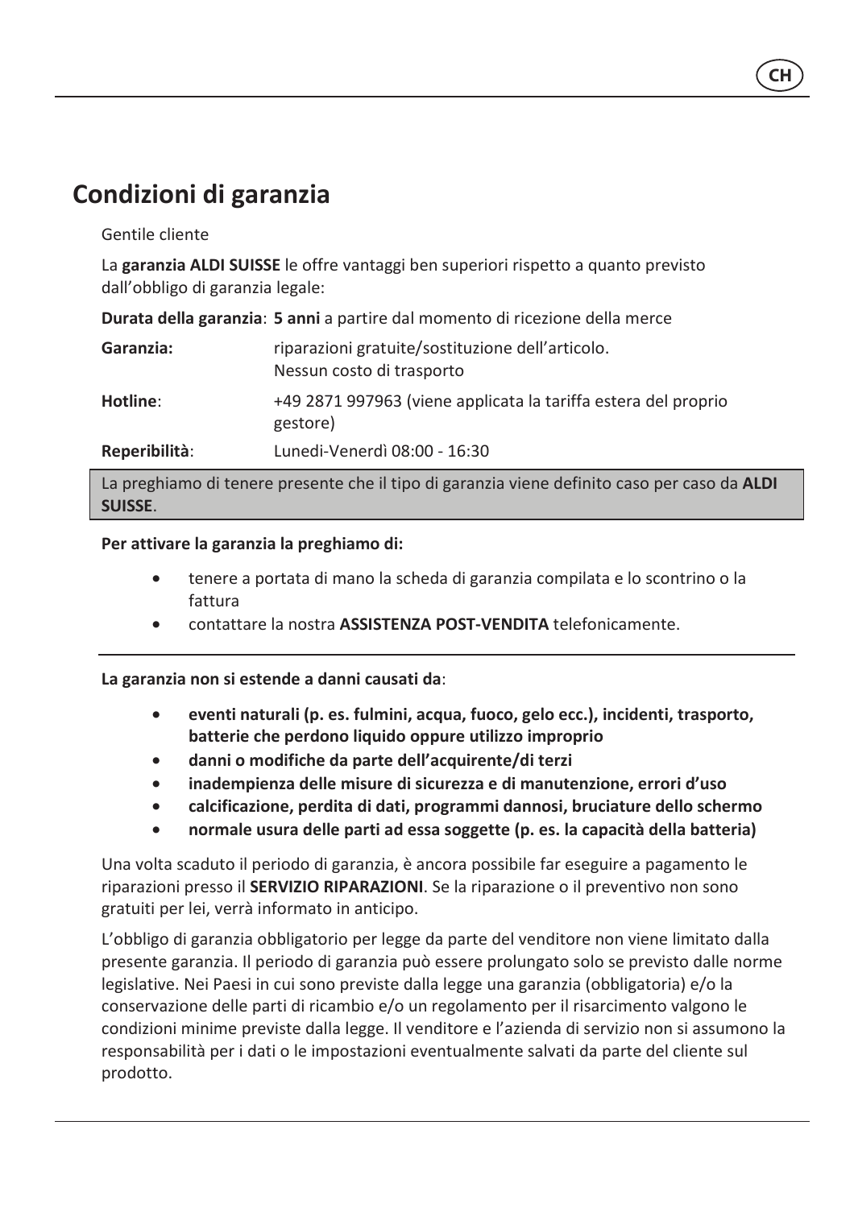# Condizioni di garanzia

Gentile cliente

La **garanzia ALDI SUISSE** le offre vantaggi ben superiori rispetto a quanto previsto dall'obbligo di garanzia legale:

| | |
|---|---|
| **Durata della garanzia**: | **5 anni** a partire dal momento di ricezione della merce |
| **Garanzia:** | riparazioni gratuite/sostituzione dell'articolo. Nessun costo di trasporto |
| **Hotline**: | +49 2871 997963 (viene applicata la tariffa estera del proprio gestore) |
| **Reperibilità**: | Lunedi-Venerdì 08:00 - 16:30 |

La preghiamo di tenere presente che il tipo di garanzia viene definito caso per caso da **ALDI SUISSE**.

**Per attivare la garanzia la preghiamo di:**

- tenere a portata di mano la scheda di garanzia compilata e lo scontrino o la fattura
- contattare la nostra **ASSISTENZA POST-VENDITA** telefonicamente.

---

**La garanzia non si estende a danni causati da**:

- **eventi naturali (p. es. fulmini, acqua, fuoco, gelo ecc.), incidenti, trasporto, batterie che perdono liquido oppure utilizzo improprio**
- **danni o modifiche da parte dell'acquirente/di terzi**
- **inadempienza delle misure di sicurezza e di manutenzione, errori d'uso**
- **calcificazione, perdita di dati, programmi dannosi, bruciature dello schermo**
- **normale usura delle parti ad essa soggette (p. es. la capacità della batteria)**

Una volta scaduto il periodo di garanzia, è ancora possibile far eseguire a pagamento le riparazioni presso il **SERVIZIO RIPARAZIONI**. Se la riparazione o il preventivo non sono gratuiti per lei, verrà informato in anticipo.

L'obbligo di garanzia obbligatorio per legge da parte del venditore non viene limitato dalla presente garanzia. Il periodo di garanzia può essere prolungato solo se previsto dalle norme legislative. Nei Paesi in cui sono previste dalla legge una garanzia (obbligatoria) e/o la conservazione delle parti di ricambio e/o un regolamento per il risarcimento valgono le condizioni minime previste dalla legge. Il venditore e l'azienda di servizio non si assumono la responsabilità per i dati o le impostazioni eventualmente salvati da parte del cliente sul prodotto.